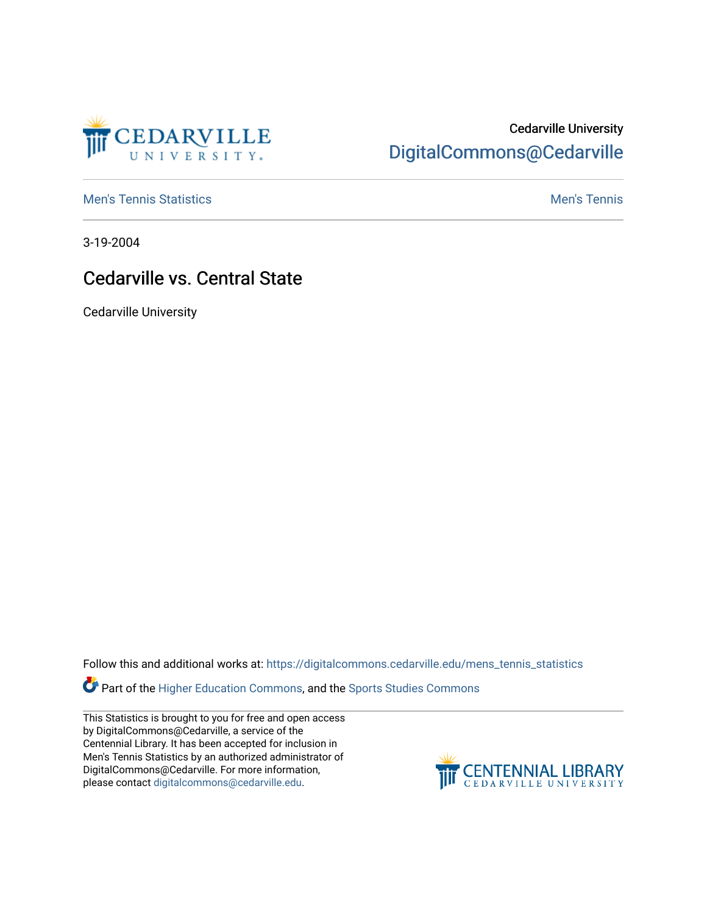Cedarville University

DigitalCommons@Cedarville

Men's Tennis Statistics

Men's Tennis

3-19-2004

# Cedarville vs. Central State

Cedarville University

Follow this and additional works at: https://digitalcommons.cedarville.edu/mens_tennis_statistics

Part of the Higher Education Commons, and the Sports Studies Commons

This Statistics is brought to you for free and open access by DigitalCommons@Cedarville, a service of the Centennial Library. It has been accepted for inclusion in Men's Tennis Statistics by an authorized administrator of DigitalCommons@Cedarville. For more information, please contact digitalcommons@cedarville.edu.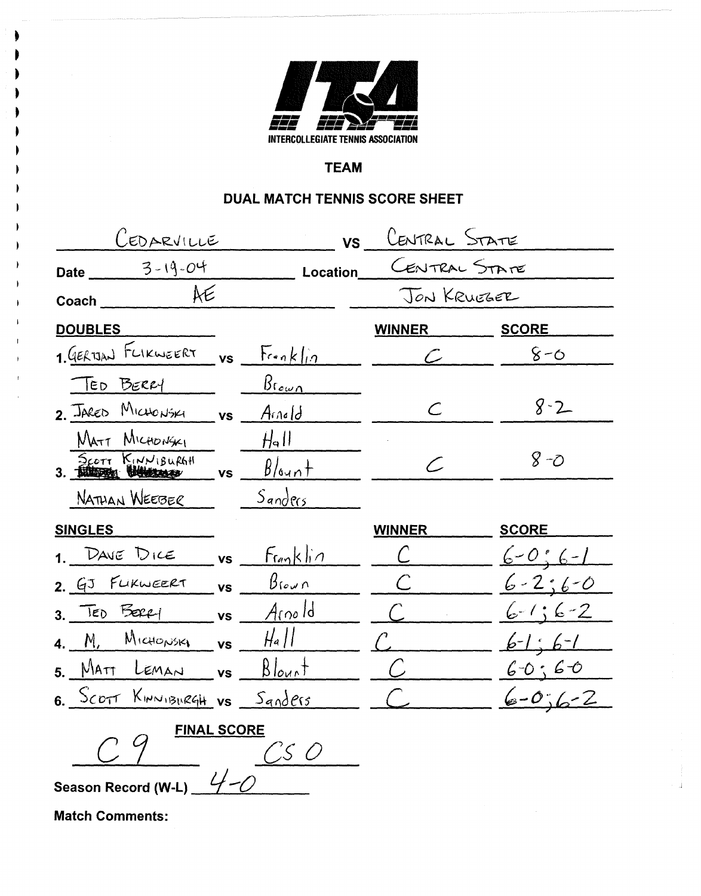INTERCOLLEGIATE TENNIS ASSOCIATION

## TEAM

## DUAL MATCH TENNIS SCORE SHEET

CEDARVILLE vs CENTRAL STATE

Date 3-19-04 Location CENTRAL STATE

Coach AE JON KRUEGER

| DOUBLES | | | WINNER | SCORE |
|---|---|---|---|---|
| 1. GERTJAN FLIKWEERT / TED BERRY | vs | Franklin / Brown | C | 8-0 |
| 2. JARED MICHONSKI / MATT MICHONSKI | vs | Arnold / Hall | C | 8-2 |
| 3. SCOTT KINNIBURGH / NATHAN WEEBER | vs | Blount / Sanders | C | 8-0 |

| SINGLES | | | WINNER | SCORE |
|---|---|---|---|---|
| 1. DAVE DICE | vs | Franklin | C | 6-0; 6-1 |
| 2. GJ FLIKWEERT | vs | Brown | C | 6-2; 6-0 |
| 3. TED BERRY | vs | Arnold | C | 6-1; 6-2 |
| 4. M. MICHONSKI | vs | Hall | C | 6-1; 6-1 |
| 5. MATT LEMAN | vs | Blount | C | 6-0; 6-0 |
| 6. SCOTT KINNIBURGH | vs | Sanders | C | 6-0; 6-2 |

**FINAL SCORE**

C 9 CS 0

Season Record (W-L) 4-0

**Match Comments:**